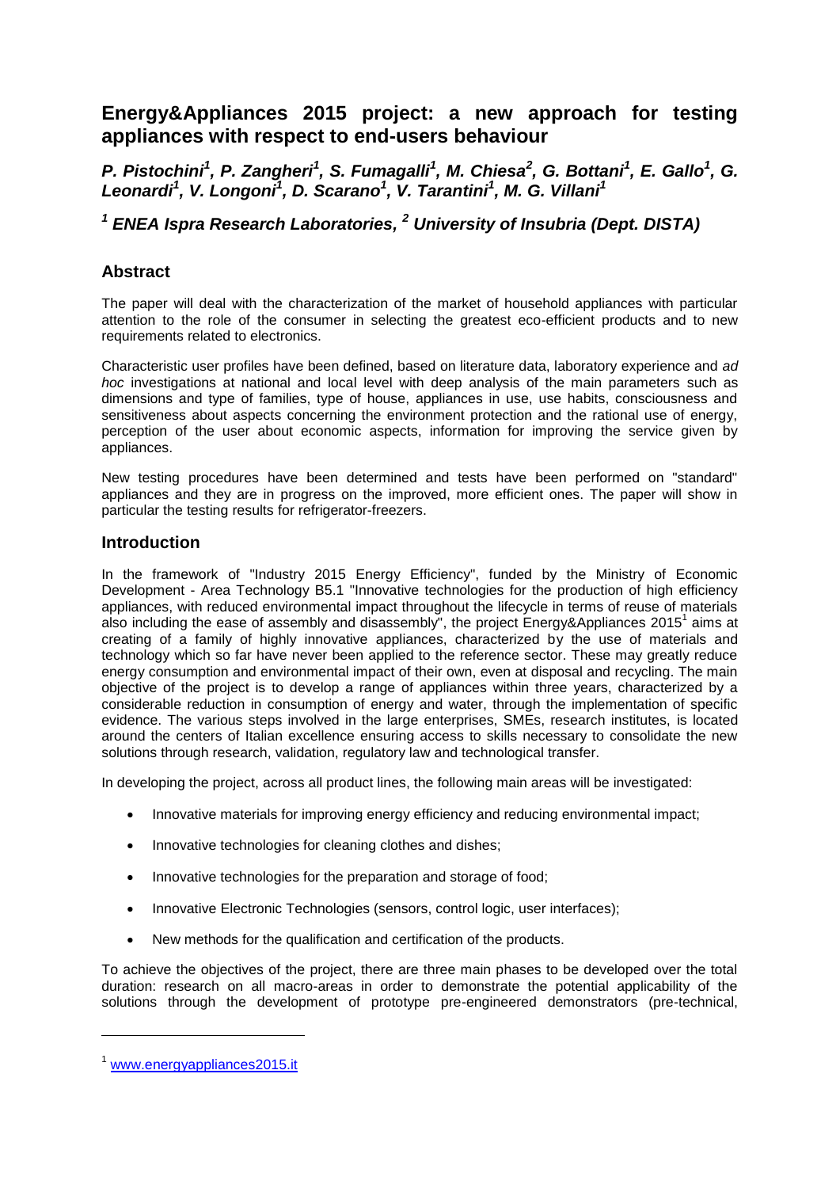# Energy&Appliances 2015 project: a new approach for testing appliances with respect to end-users behaviour

***P. Pistochini[1], P. Zangheri[1], S. Fumagalli[1], M. Chiesa[2], G. Bottani[1], E. Gallo[1], G. Leonardi[1], V. Longoni[1], D. Scarano[1], V. Tarantini[1], M. G. Villani[1]***

***[1] ENEA Ispra Research Laboratories, [2] University of Insubria (Dept. DISTA)***

## Abstract

The paper will deal with the characterization of the market of household appliances with particular attention to the role of the consumer in selecting the greatest eco-efficient products and to new requirements related to electronics.

Characteristic user profiles have been defined, based on literature data, laboratory experience and *ad hoc* investigations at national and local level with deep analysis of the main parameters such as dimensions and type of families, type of house, appliances in use, use habits, consciousness and sensitiveness about aspects concerning the environment protection and the rational use of energy, perception of the user about economic aspects, information for improving the service given by appliances.

New testing procedures have been determined and tests have been performed on "standard" appliances and they are in progress on the improved, more efficient ones. The paper will show in particular the testing results for refrigerator-freezers.

## Introduction

In the framework of "Industry 2015 Energy Efficiency", funded by the Ministry of Economic Development - Area Technology B5.1 "Innovative technologies for the production of high efficiency appliances, with reduced environmental impact throughout the lifecycle in terms of reuse of materials also including the ease of assembly and disassembly", the project Energy&Appliances 2015[1] aims at creating of a family of highly innovative appliances, characterized by the use of materials and technology which so far have never been applied to the reference sector. These may greatly reduce energy consumption and environmental impact of their own, even at disposal and recycling. The main objective of the project is to develop a range of appliances within three years, characterized by a considerable reduction in consumption of energy and water, through the implementation of specific evidence. The various steps involved in the large enterprises, SMEs, research institutes, is located around the centers of Italian excellence ensuring access to skills necessary to consolidate the new solutions through research, validation, regulatory law and technological transfer.

In developing the project, across all product lines, the following main areas will be investigated:

- Innovative materials for improving energy efficiency and reducing environmental impact;
- Innovative technologies for cleaning clothes and dishes;
- Innovative technologies for the preparation and storage of food;
- Innovative Electronic Technologies (sensors, control logic, user interfaces);
- New methods for the qualification and certification of the products.

To achieve the objectives of the project, there are three main phases to be developed over the total duration: research on all macro-areas in order to demonstrate the potential applicability of the solutions through the development of prototype pre-engineered demonstrators (pre-technical,

---

[1] www.energyappliances2015.it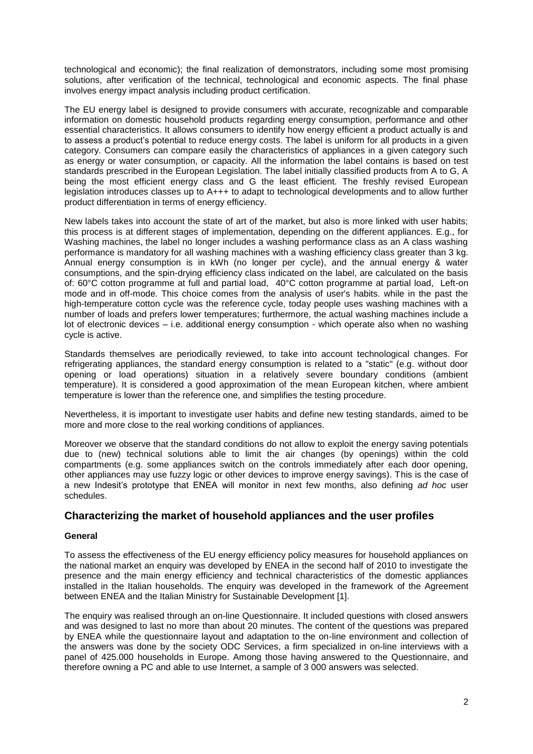technological and economic); the final realization of demonstrators, including some most promising solutions, after verification of the technical, technological and economic aspects. The final phase involves energy impact analysis including product certification.

The EU energy label is designed to provide consumers with accurate, recognizable and comparable information on domestic household products regarding energy consumption, performance and other essential characteristics. It allows consumers to identify how energy efficient a product actually is and to assess a product's potential to reduce energy costs. The label is uniform for all products in a given category. Consumers can compare easily the characteristics of appliances in a given category such as energy or water consumption, or capacity. All the information the label contains is based on test standards prescribed in the European Legislation. The label initially classified products from A to G, A being the most efficient energy class and G the least efficient. The freshly revised European legislation introduces classes up to A+++ to adapt to technological developments and to allow further product differentiation in terms of energy efficiency.

New labels takes into account the state of art of the market, but also is more linked with user habits; this process is at different stages of implementation, depending on the different appliances. E.g., for Washing machines, the label no longer includes a washing performance class as an A class washing performance is mandatory for all washing machines with a washing efficiency class greater than 3 kg. Annual energy consumption is in kWh (no longer per cycle), and the annual energy & water consumptions, and the spin-drying efficiency class indicated on the label, are calculated on the basis of: 60°C cotton programme at full and partial load, 40°C cotton programme at partial load, Left-on mode and in off-mode. This choice comes from the analysis of user's habits. while in the past the high-temperature cotton cycle was the reference cycle, today people uses washing machines with a number of loads and prefers lower temperatures; furthermore, the actual washing machines include a lot of electronic devices – i.e. additional energy consumption - which operate also when no washing cycle is active.

Standards themselves are periodically reviewed, to take into account technological changes. For refrigerating appliances, the standard energy consumption is related to a "static" (e.g. without door opening or load operations) situation in a relatively severe boundary conditions (ambient temperature). It is considered a good approximation of the mean European kitchen, where ambient temperature is lower than the reference one, and simplifies the testing procedure.

Nevertheless, it is important to investigate user habits and define new testing standards, aimed to be more and more close to the real working conditions of appliances.

Moreover we observe that the standard conditions do not allow to exploit the energy saving potentials due to (new) technical solutions able to limit the air changes (by openings) within the cold compartments (e.g. some appliances switch on the controls immediately after each door opening, other appliances may use fuzzy logic or other devices to improve energy savings). This is the case of a new Indesit's prototype that ENEA will monitor in next few months, also defining *ad hoc* user schedules.

## Characterizing the market of household appliances and the user profiles

### General

To assess the effectiveness of the EU energy efficiency policy measures for household appliances on the national market an enquiry was developed by ENEA in the second half of 2010 to investigate the presence and the main energy efficiency and technical characteristics of the domestic appliances installed in the Italian households. The enquiry was developed in the framework of the Agreement between ENEA and the Italian Ministry for Sustainable Development [1].

The enquiry was realised through an on-line Questionnaire. It included questions with closed answers and was designed to last no more than about 20 minutes. The content of the questions was prepared by ENEA while the questionnaire layout and adaptation to the on-line environment and collection of the answers was done by the society ODC Services, a firm specialized in on-line interviews with a panel of 425.000 households in Europe. Among those having answered to the Questionnaire, and therefore owning a PC and able to use Internet, a sample of 3 000 answers was selected.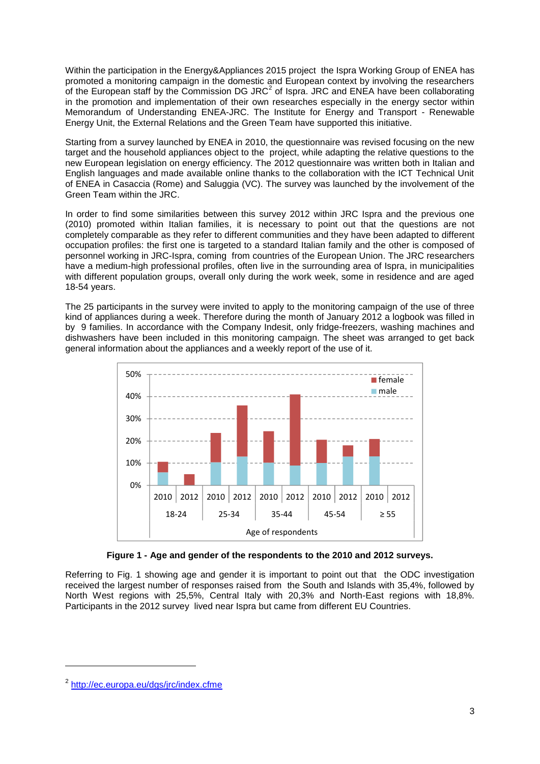Within the participation in the Energy&Appliances 2015 project the Ispra Working Group of ENEA has promoted a monitoring campaign in the domestic and European context by involving the researchers of the European staff by the Commission DG JRC[2] of Ispra. JRC and ENEA have been collaborating in the promotion and implementation of their own researches especially in the energy sector within Memorandum of Understanding ENEA-JRC. The Institute for Energy and Transport - Renewable Energy Unit, the External Relations and the Green Team have supported this initiative.

Starting from a survey launched by ENEA in 2010, the questionnaire was revised focusing on the new target and the household appliances object to the project, while adapting the relative questions to the new European legislation on energy efficiency. The 2012 questionnaire was written both in Italian and English languages and made available online thanks to the collaboration with the ICT Technical Unit of ENEA in Casaccia (Rome) and Saluggia (VC). The survey was launched by the involvement of the Green Team within the JRC.

In order to find some similarities between this survey 2012 within JRC Ispra and the previous one (2010) promoted within Italian families, it is necessary to point out that the questions are not completely comparable as they refer to different communities and they have been adapted to different occupation profiles: the first one is targeted to a standard Italian family and the other is composed of personnel working in JRC-Ispra, coming from countries of the European Union. The JRC researchers have a medium-high professional profiles, often live in the surrounding area of Ispra, in municipalities with different population groups, overall only during the work week, some in residence and are aged 18-54 years.

The 25 participants in the survey were invited to apply to the monitoring campaign of the use of three kind of appliances during a week. Therefore during the month of January 2012 a logbook was filled in by 9 families. In accordance with the Company Indesit, only fridge-freezers, washing machines and dishwashers have been included in this monitoring campaign. The sheet was arranged to get back general information about the appliances and a weekly report of the use of it.

**Figure 1 - Age and gender of the respondents to the 2010 and 2012 surveys.**

Referring to Fig. 1 showing age and gender it is important to point out that the ODC investigation received the largest number of responses raised from the South and Islands with 35,4%, followed by North West regions with 25,5%, Central Italy with 20,3% and North-East regions with 18,8%. Participants in the 2012 survey lived near Ispra but came from different EU Countries.

[2] http://ec.europa.eu/dgs/jrc/index.cfme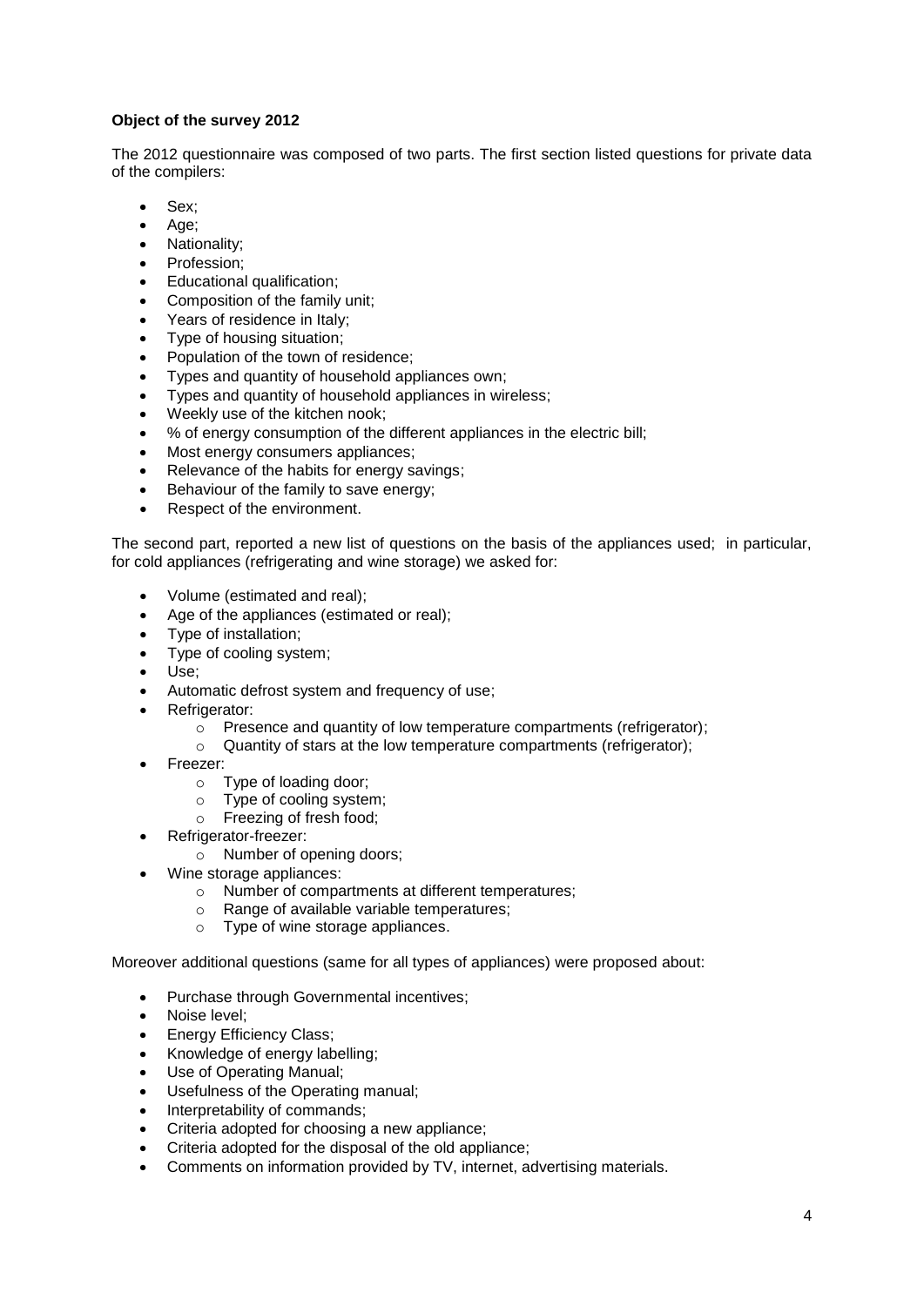**Object of the survey 2012**

The 2012 questionnaire was composed of two parts. The first section listed questions for private data of the compilers:

- Sex;
- Age;
- Nationality;
- Profession;
- Educational qualification;
- Composition of the family unit;
- Years of residence in Italy;
- Type of housing situation;
- Population of the town of residence;
- Types and quantity of household appliances own;
- Types and quantity of household appliances in wireless;
- Weekly use of the kitchen nook;
- % of energy consumption of the different appliances in the electric bill;
- Most energy consumers appliances;
- Relevance of the habits for energy savings;
- Behaviour of the family to save energy;
- Respect of the environment.

The second part, reported a new list of questions on the basis of the appliances used; in particular, for cold appliances (refrigerating and wine storage) we asked for:

- Volume (estimated and real);
- Age of the appliances (estimated or real);
- Type of installation;
- Type of cooling system;
- Use;
- Automatic defrost system and frequency of use;
- Refrigerator:
  - Presence and quantity of low temperature compartments (refrigerator);
  - Quantity of stars at the low temperature compartments (refrigerator);
- Freezer:
  - Type of loading door;
  - Type of cooling system;
  - Freezing of fresh food;
- Refrigerator-freezer:
  - Number of opening doors;
- Wine storage appliances:
  - Number of compartments at different temperatures;
  - Range of available variable temperatures;
  - Type of wine storage appliances.

Moreover additional questions (same for all types of appliances) were proposed about:

- Purchase through Governmental incentives;
- Noise level;
- Energy Efficiency Class;
- Knowledge of energy labelling;
- Use of Operating Manual;
- Usefulness of the Operating manual;
- Interpretability of commands;
- Criteria adopted for choosing a new appliance;
- Criteria adopted for the disposal of the old appliance;
- Comments on information provided by TV, internet, advertising materials.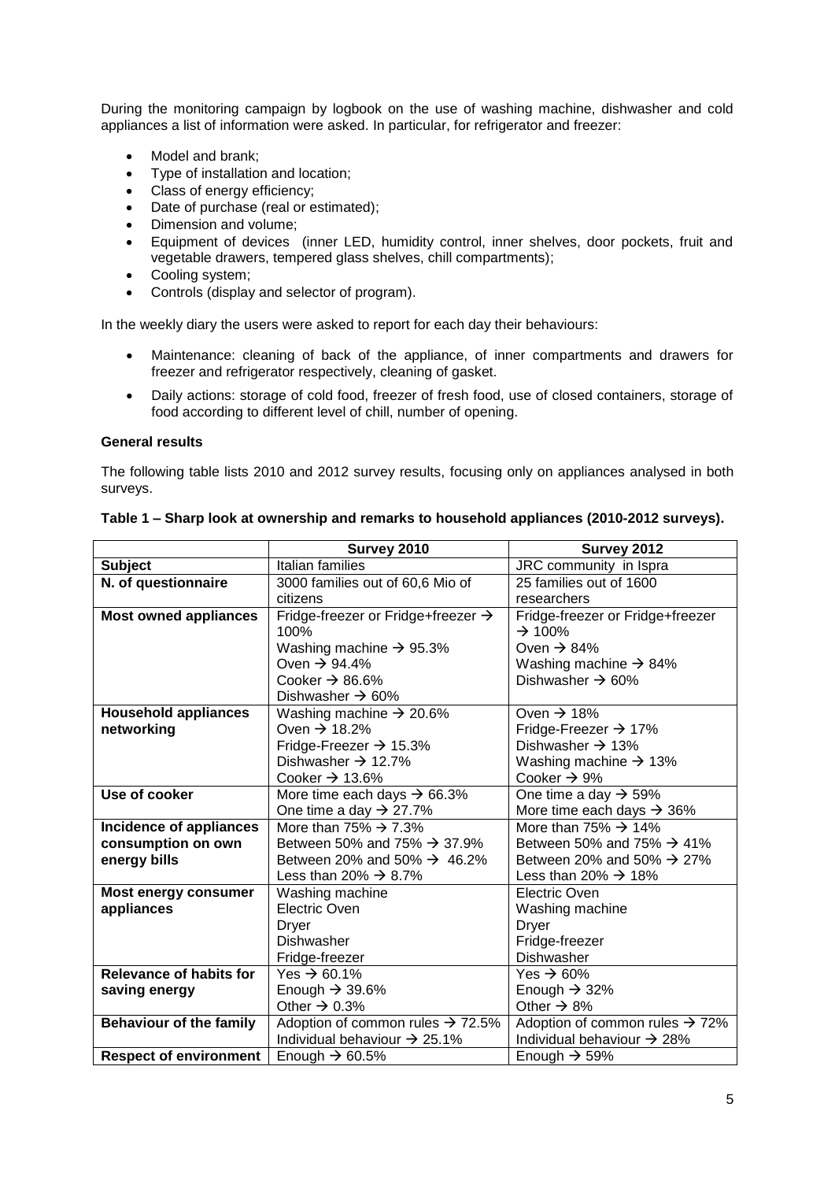During the monitoring campaign by logbook on the use of washing machine, dishwasher and cold appliances a list of information were asked. In particular, for refrigerator and freezer:

- Model and brank;
- Type of installation and location;
- Class of energy efficiency;
- Date of purchase (real or estimated);
- Dimension and volume;
- Equipment of devices (inner LED, humidity control, inner shelves, door pockets, fruit and vegetable drawers, tempered glass shelves, chill compartments);
- Cooling system;
- Controls (display and selector of program).

In the weekly diary the users were asked to report for each day their behaviours:

- Maintenance: cleaning of back of the appliance, of inner compartments and drawers for freezer and refrigerator respectively, cleaning of gasket.
- Daily actions: storage of cold food, freezer of fresh food, use of closed containers, storage of food according to different level of chill, number of opening.

**General results**

The following table lists 2010 and 2012 survey results, focusing only on appliances analysed in both surveys.

**Table 1 – Sharp look at ownership and remarks to household appliances (2010-2012 surveys).**

| | **Survey 2010** | **Survey 2012** |
|---|---|---|
| **Subject** | Italian families | JRC community in Ispra |
| **N. of questionnaire** | 3000 families out of 60,6 Mio of citizens | 25 families out of 1600 researchers |
| **Most owned appliances** | Fridge-freezer or Fridge+freezer → 100%<br>Washing machine → 95.3%<br>Oven → 94.4%<br>Cooker → 86.6%<br>Dishwasher → 60% | Fridge-freezer or Fridge+freezer → 100%<br>Oven → 84%<br>Washing machine → 84%<br>Dishwasher → 60% |
| **Household appliances networking** | Washing machine → 20.6%<br>Oven → 18.2%<br>Fridge-Freezer → 15.3%<br>Dishwasher → 12.7%<br>Cooker → 13.6% | Oven → 18%<br>Fridge-Freezer → 17%<br>Dishwasher → 13%<br>Washing machine → 13%<br>Cooker → 9% |
| **Use of cooker** | More time each days → 66.3%<br>One time a day → 27.7% | One time a day → 59%<br>More time each days → 36% |
| **Incidence of appliances consumption on own energy bills** | More than 75% → 7.3%<br>Between 50% and 75% → 37.9%<br>Between 20% and 50% → 46.2%<br>Less than 20% → 8.7% | More than 75% → 14%<br>Between 50% and 75% → 41%<br>Between 20% and 50% → 27%<br>Less than 20% → 18% |
| **Most energy consumer appliances** | Washing machine<br>Electric Oven<br>Dryer<br>Dishwasher<br>Fridge-freezer | Electric Oven<br>Washing machine<br>Dryer<br>Fridge-freezer<br>Dishwasher |
| **Relevance of habits for saving energy** | Yes → 60.1%<br>Enough → 39.6%<br>Other → 0.3% | Yes → 60%<br>Enough → 32%<br>Other → 8% |
| **Behaviour of the family** | Adoption of common rules → 72.5%<br>Individual behaviour → 25.1% | Adoption of common rules → 72%<br>Individual behaviour → 28% |
| **Respect of environment** | Enough → 60.5% | Enough → 59% |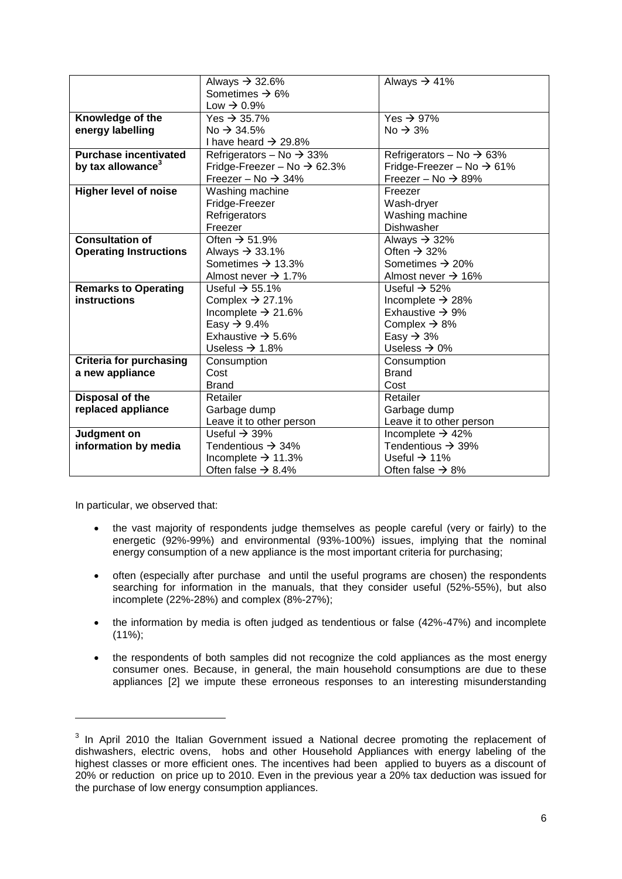| | | |
|---|---|---|
| | Always → 32.6%<br>Sometimes → 6%<br>Low → 0.9% | Always → 41% |
| **Knowledge of the energy labelling** | Yes → 35.7%<br>No → 34.5%<br>I have heard → 29.8% | Yes → 97%<br>No → 3% |
| **Purchase incentivated by tax allowance**[3] | Refrigerators – No → 33%<br>Fridge-Freezer – No → 62.3%<br>Freezer – No → 34% | Refrigerators – No → 63%<br>Fridge-Freezer – No → 61%<br>Freezer – No → 89% |
| **Higher level of noise** | Washing machine<br>Fridge-Freezer<br>Refrigerators<br>Freezer | Freezer<br>Wash-dryer<br>Washing machine<br>Dishwasher |
| **Consultation of Operating Instructions** | Often → 51.9%<br>Always → 33.1%<br>Sometimes → 13.3%<br>Almost never → 1.7% | Always → 32%<br>Often → 32%<br>Sometimes → 20%<br>Almost never → 16% |
| **Remarks to Operating instructions** | Useful → 55.1%<br>Complex → 27.1%<br>Incomplete → 21.6%<br>Easy → 9.4%<br>Exhaustive → 5.6%<br>Useless → 1.8% | Useful → 52%<br>Incomplete → 28%<br>Exhaustive → 9%<br>Complex → 8%<br>Easy → 3%<br>Useless → 0% |
| **Criteria for purchasing a new appliance** | Consumption<br>Cost<br>Brand | Consumption<br>Brand<br>Cost |
| **Disposal of the replaced appliance** | Retailer<br>Garbage dump<br>Leave it to other person | Retailer<br>Garbage dump<br>Leave it to other person |
| **Judgment on information by media** | Useful → 39%<br>Tendentious → 34%<br>Incomplete → 11.3%<br>Often false → 8.4% | Incomplete → 42%<br>Tendentious → 39%<br>Useful → 11%<br>Often false → 8% |

In particular, we observed that:

- the vast majority of respondents judge themselves as people careful (very or fairly) to the energetic (92%-99%) and environmental (93%-100%) issues, implying that the nominal energy consumption of a new appliance is the most important criteria for purchasing;
- often (especially after purchase and until the useful programs are chosen) the respondents searching for information in the manuals, that they consider useful (52%-55%), but also incomplete (22%-28%) and complex (8%-27%);
- the information by media is often judged as tendentious or false (42%-47%) and incomplete (11%);
- the respondents of both samples did not recognize the cold appliances as the most energy consumer ones. Because, in general, the main household consumptions are due to these appliances [2] we impute these erroneous responses to an interesting misunderstanding

[3] In April 2010 the Italian Government issued a National decree promoting the replacement of dishwashers, electric ovens, hobs and other Household Appliances with energy labeling of the highest classes or more efficient ones. The incentives had been applied to buyers as a discount of 20% or reduction on price up to 2010. Even in the previous year a 20% tax deduction was issued for the purchase of low energy consumption appliances.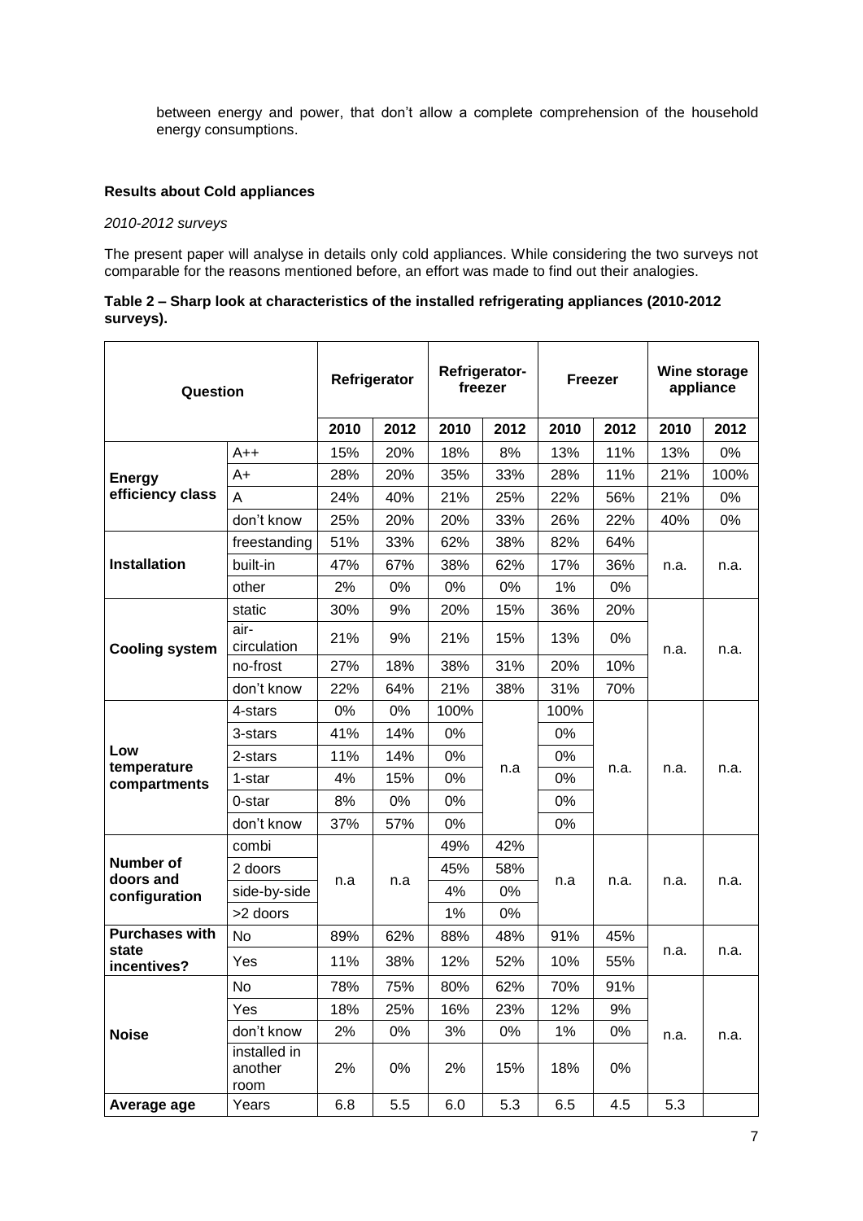between energy and power, that don't allow a complete comprehension of the household energy consumptions.

**Results about Cold appliances**

*2010-2012 surveys*

The present paper will analyse in details only cold appliances. While considering the two surveys not comparable for the reasons mentioned before, an effort was made to find out their analogies.

**Table 2 – Sharp look at characteristics of the installed refrigerating appliances (2010-2012 surveys).**

| Question | | Refrigerator | | Refrigerator-freezer | | Freezer | | Wine storage appliance | |
|---|---|---|---|---|---|---|---|---|---|
| | | 2010 | 2012 | 2010 | 2012 | 2010 | 2012 | 2010 | 2012 |
| **Energy efficiency class** | A++ | 15% | 20% | 18% | 8% | 13% | 11% | 13% | 0% |
| | A+ | 28% | 20% | 35% | 33% | 28% | 11% | 21% | 100% |
| | A | 24% | 40% | 21% | 25% | 22% | 56% | 21% | 0% |
| | don't know | 25% | 20% | 20% | 33% | 26% | 22% | 40% | 0% |
| **Installation** | freestanding | 51% | 33% | 62% | 38% | 82% | 64% | n.a. | n.a. |
| | built-in | 47% | 67% | 38% | 62% | 17% | 36% | | |
| | other | 2% | 0% | 0% | 0% | 1% | 0% | | |
| **Cooling system** | static | 30% | 9% | 20% | 15% | 36% | 20% | n.a. | n.a. |
| | air-circulation | 21% | 9% | 21% | 15% | 13% | 0% | | |
| | no-frost | 27% | 18% | 38% | 31% | 20% | 10% | | |
| | don't know | 22% | 64% | 21% | 38% | 31% | 70% | | |
| **Low temperature compartments** | 4-stars | 0% | 0% | 100% | n.a | 100% | n.a. | n.a. | n.a. |
| | 3-stars | 41% | 14% | 0% | | 0% | | | |
| | 2-stars | 11% | 14% | 0% | | 0% | | | |
| | 1-star | 4% | 15% | 0% | | 0% | | | |
| | 0-star | 8% | 0% | 0% | | 0% | | | |
| | don't know | 37% | 57% | 0% | | 0% | | | |
| **Number of doors and configuration** | combi | n.a | n.a | 49% | 42% | n.a | n.a. | n.a. | n.a. |
| | 2 doors | | | 45% | 58% | | | | |
| | side-by-side | | | 4% | 0% | | | | |
| | >2 doors | | | 1% | 0% | | | | |
| **Purchases with state incentives?** | No | 89% | 62% | 88% | 48% | 91% | 45% | n.a. | n.a. |
| | Yes | 11% | 38% | 12% | 52% | 10% | 55% | | |
| **Noise** | No | 78% | 75% | 80% | 62% | 70% | 91% | n.a. | n.a. |
| | Yes | 18% | 25% | 16% | 23% | 12% | 9% | | |
| | don't know | 2% | 0% | 3% | 0% | 1% | 0% | | |
| | installed in another room | 2% | 0% | 2% | 15% | 18% | 0% | | |
| **Average age** | Years | 6.8 | 5.5 | 6.0 | 5.3 | 6.5 | 4.5 | 5.3 | |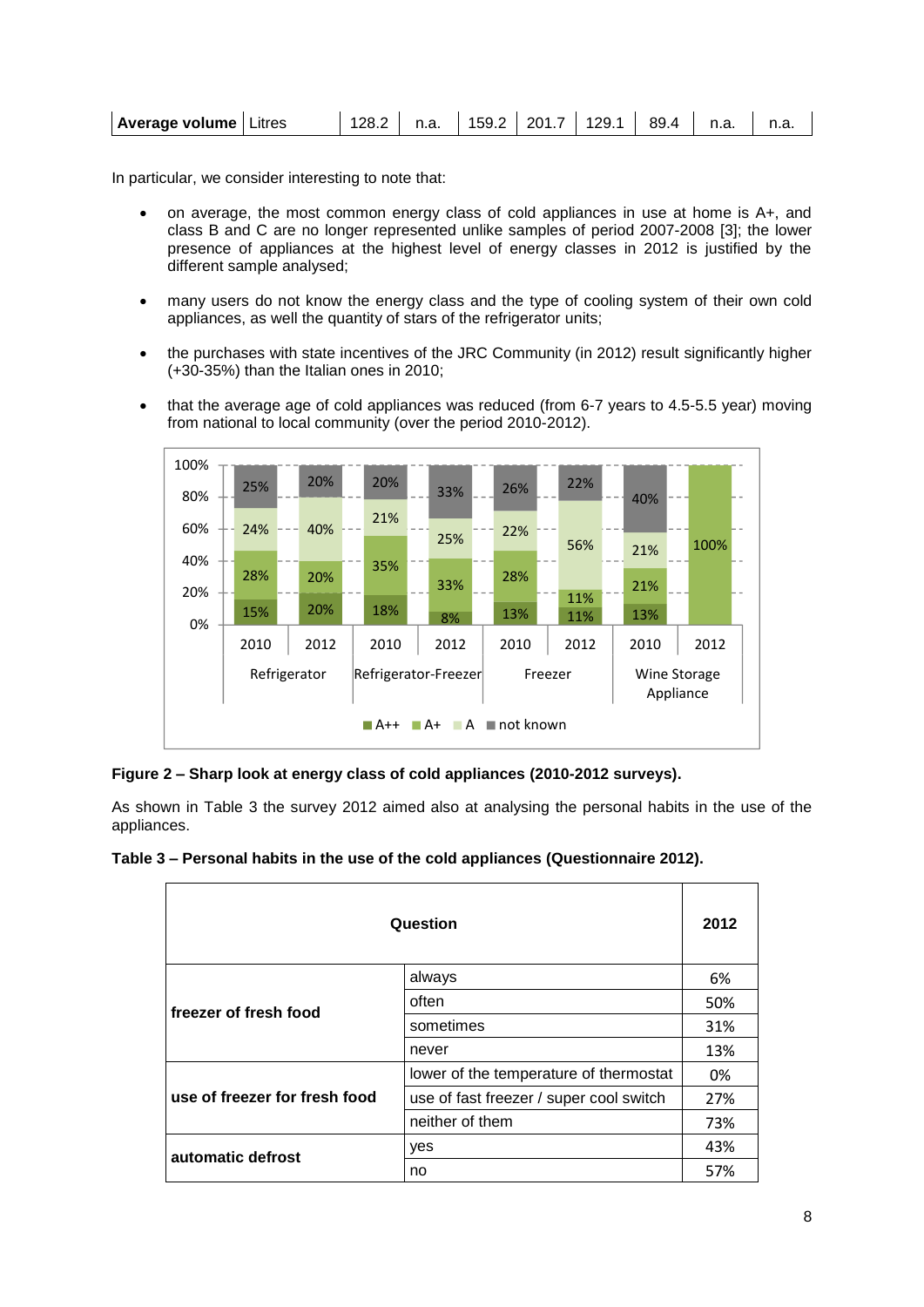| Average volume | Litres | 128.2 | n.a. | 159.2 | 201.7 | 129.1 | 89.4 | n.a. | n.a. |
|---|---|---|---|---|---|---|---|---|---|

In particular, we consider interesting to note that:

- on average, the most common energy class of cold appliances in use at home is A+, and class B and C are no longer represented unlike samples of period 2007-2008 [3]; the lower presence of appliances at the highest level of energy classes in 2012 is justified by the different sample analysed;
- many users do not know the energy class and the type of cooling system of their own cold appliances, as well the quantity of stars of the refrigerator units;
- the purchases with state incentives of the JRC Community (in 2012) result significantly higher (+30-35%) than the Italian ones in 2010;
- that the average age of cold appliances was reduced (from 6-7 years to 4.5-5.5 year) moving from national to local community (over the period 2010-2012).

| | Refrigerator 2010 | Refrigerator 2012 | Refrigerator-Freezer 2010 | Refrigerator-Freezer 2012 | Freezer 2010 | Freezer 2012 | Wine Storage Appliance 2010 | Wine Storage Appliance 2012 |
|---|---|---|---|---|---|---|---|---|
| A++ | 15% | 20% | 18% | 8% | 13% | 11% | 13% | |
| A+ | 28% | 20% | 35% | 33% | 28% | 11% | 21% | 100% |
| A | 24% | 40% | 21% | 25% | 22% | 56% | 21% | |
| not known | 25% | 20% | 20% | 33% | 26% | 22% | 40% | |

**Figure 2 – Sharp look at energy class of cold appliances (2010-2012 surveys).**

As shown in Table 3 the survey 2012 aimed also at analysing the personal habits in the use of the appliances.

**Table 3 – Personal habits in the use of the cold appliances (Questionnaire 2012).**

| Question | | 2012 |
|---|---|---|
| **freezer of fresh food** | always | 6% |
| | often | 50% |
| | sometimes | 31% |
| | never | 13% |
| **use of freezer for fresh food** | lower of the temperature of thermostat | 0% |
| | use of fast freezer / super cool switch | 27% |
| | neither of them | 73% |
| **automatic defrost** | yes | 43% |
| | no | 57% |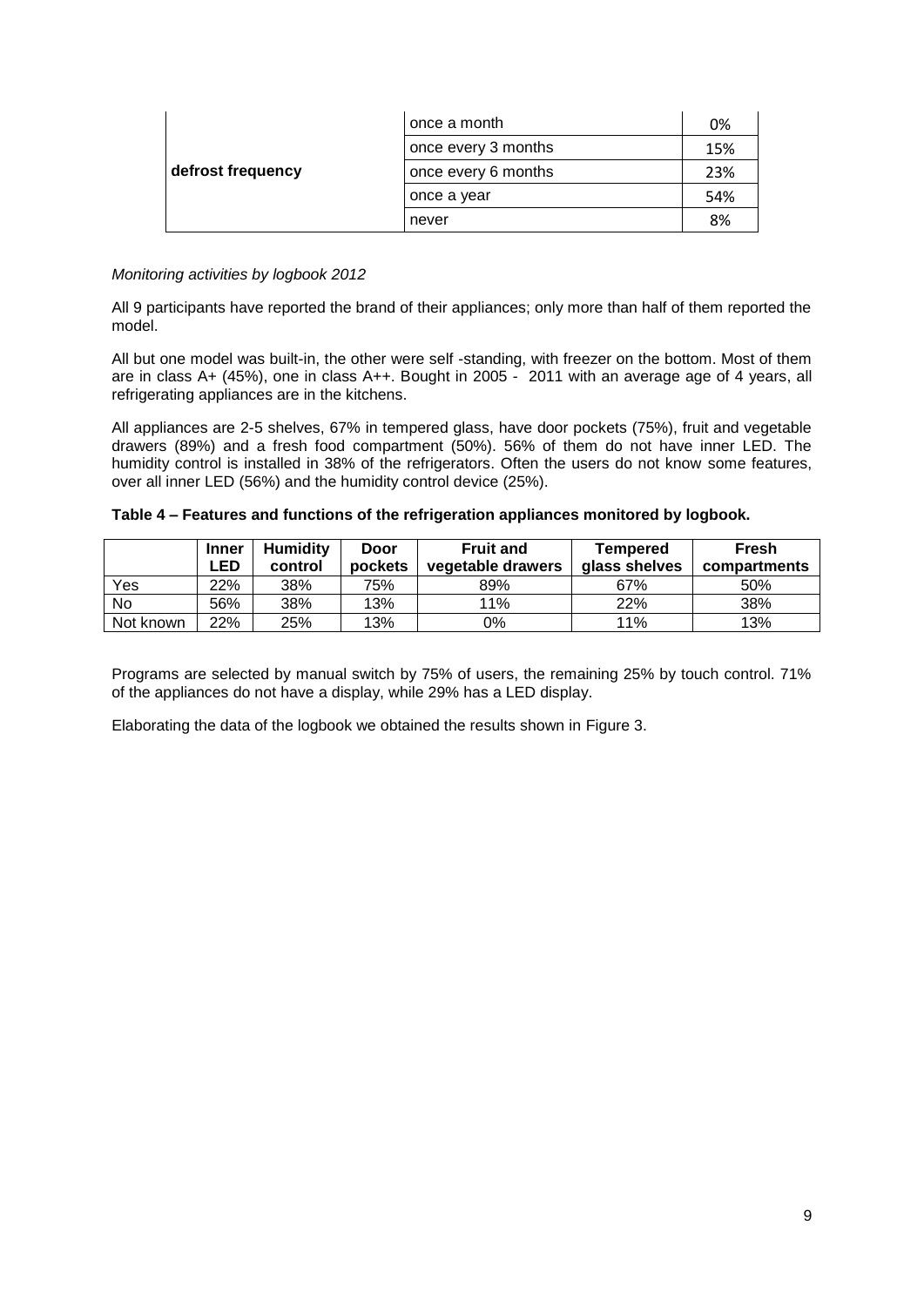| | | |
|---|---|---|
| defrost frequency | once a month | 0% |
| | once every 3 months | 15% |
| | once every 6 months | 23% |
| | once a year | 54% |
| | never | 8% |

*Monitoring activities by logbook 2012*

All 9 participants have reported the brand of their appliances; only more than half of them reported the model.

All but one model was built-in, the other were self -standing, with freezer on the bottom. Most of them are in class A+ (45%), one in class A++. Bought in 2005 - 2011 with an average age of 4 years, all refrigerating appliances are in the kitchens.

All appliances are 2-5 shelves, 67% in tempered glass, have door pockets (75%), fruit and vegetable drawers (89%) and a fresh food compartment (50%). 56% of them do not have inner LED. The humidity control is installed in 38% of the refrigerators. Often the users do not know some features, over all inner LED (56%) and the humidity control device (25%).

**Table 4 – Features and functions of the refrigeration appliances monitored by logbook.**

| | Inner LED | Humidity control | Door pockets | Fruit and vegetable drawers | Tempered glass shelves | Fresh compartments |
|---|---|---|---|---|---|---|
| Yes | 22% | 38% | 75% | 89% | 67% | 50% |
| No | 56% | 38% | 13% | 11% | 22% | 38% |
| Not known | 22% | 25% | 13% | 0% | 11% | 13% |

Programs are selected by manual switch by 75% of users, the remaining 25% by touch control. 71% of the appliances do not have a display, while 29% has a LED display.

Elaborating the data of the logbook we obtained the results shown in Figure 3.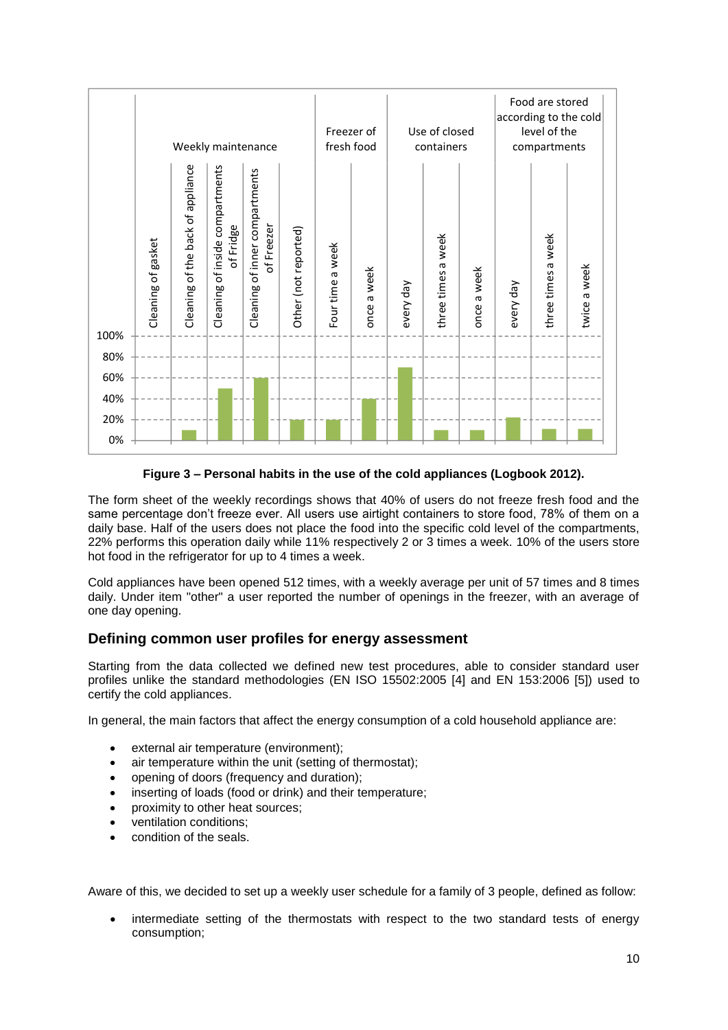**Figure 3 – Personal habits in the use of the cold appliances (Logbook 2012).**

The form sheet of the weekly recordings shows that 40% of users do not freeze fresh food and the same percentage don't freeze ever. All users use airtight containers to store food, 78% of them on a daily base. Half of the users does not place the food into the specific cold level of the compartments, 22% performs this operation daily while 11% respectively 2 or 3 times a week. 10% of the users store hot food in the refrigerator for up to 4 times a week.

Cold appliances have been opened 512 times, with a weekly average per unit of 57 times and 8 times daily. Under item "other" a user reported the number of openings in the freezer, with an average of one day opening.

## Defining common user profiles for energy assessment

Starting from the data collected we defined new test procedures, able to consider standard user profiles unlike the standard methodologies (EN ISO 15502:2005 [4] and EN 153:2006 [5]) used to certify the cold appliances.

In general, the main factors that affect the energy consumption of a cold household appliance are:

- external air temperature (environment);
- air temperature within the unit (setting of thermostat);
- opening of doors (frequency and duration);
- inserting of loads (food or drink) and their temperature;
- proximity to other heat sources;
- ventilation conditions;
- condition of the seals.

Aware of this, we decided to set up a weekly user schedule for a family of 3 people, defined as follow:

- intermediate setting of the thermostats with respect to the two standard tests of energy consumption;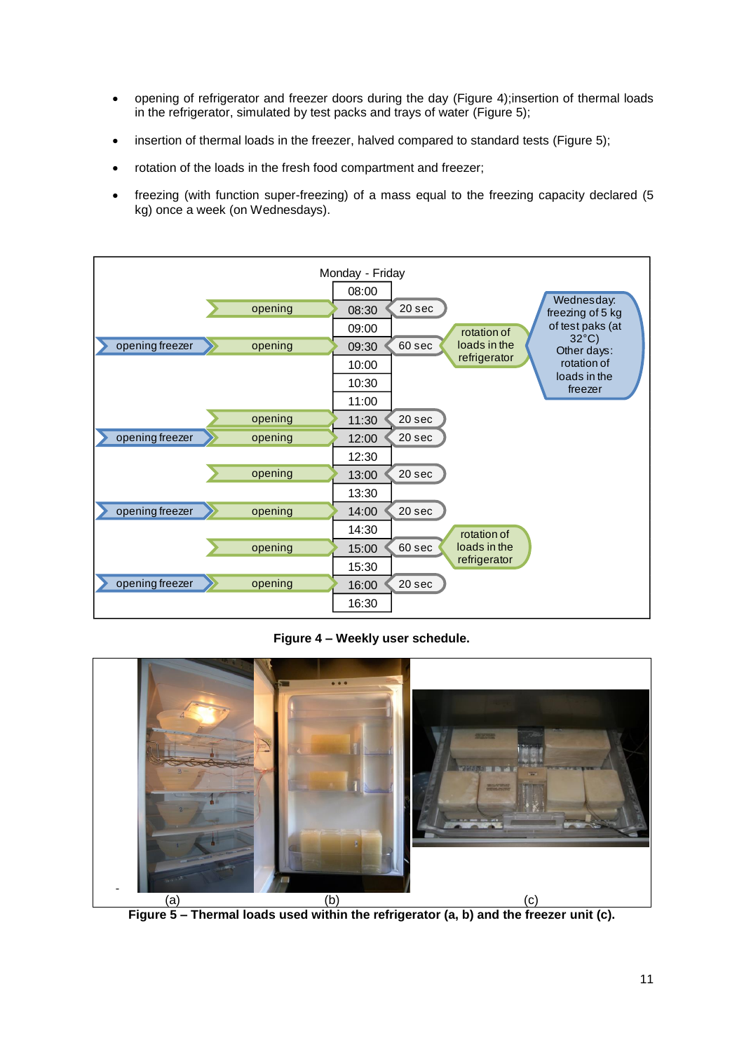- opening of refrigerator and freezer doors during the day (Figure 4);insertion of thermal loads in the refrigerator, simulated by test packs and trays of water (Figure 5);
- insertion of thermal loads in the freezer, halved compared to standard tests (Figure 5);
- rotation of the loads in the fresh food compartment and freezer;
- freezing (with function super-freezing) of a mass equal to the freezing capacity declared (5 kg) once a week (on Wednesdays).

Monday - Friday

| Freezer | Refrigerator | Time | Duration | Notes |
|---|---|---|---|---|
| | | 08:00 | | |
| | opening | 08:30 | 20 sec | |
| | | 09:00 | | |
| opening freezer | opening | 09:30 | 60 sec | rotation of loads in the refrigerator; Wednesday: freezing of 5 kg of test paks (at 32°C) Other days: rotation of loads in the freezer |
| | | 10:00 | | |
| | | 10:30 | | |
| | | 11:00 | | |
| | opening | 11:30 | 20 sec | |
| opening freezer | opening | 12:00 | 20 sec | |
| | | 12:30 | | |
| | opening | 13:00 | 20 sec | |
| | | 13:30 | | |
| opening freezer | opening | 14:00 | 20 sec | |
| | | 14:30 | | |
| | opening | 15:00 | 60 sec | rotation of loads in the refrigerator |
| | | 15:30 | | |
| opening freezer | opening | 16:00 | 20 sec | |
| | | 16:30 | | |

**Figure 4 – Weekly user schedule.**

(a) (b) (c)

**Figure 5 – Thermal loads used within the refrigerator (a, b) and the freezer unit (c).**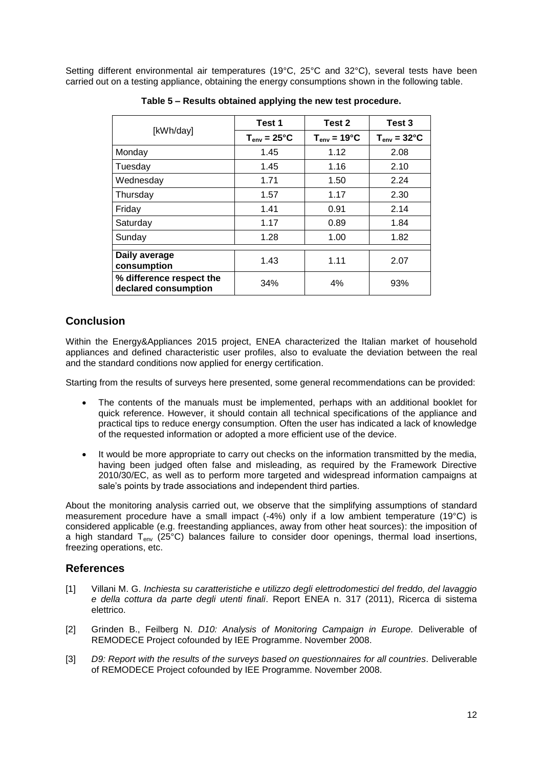Setting different environmental air temperatures (19°C, 25°C and 32°C), several tests have been carried out on a testing appliance, obtaining the energy consumptions shown in the following table.

**Table 5 – Results obtained applying the new test procedure.**

| [kWh/day] | Test 1 | Test 2 | Test 3 |
|---|---|---|---|
| | $T_{env}$ = 25°C | $T_{env}$ = 19°C | $T_{env}$ = 32°C |
| Monday | 1.45 | 1.12 | 2.08 |
| Tuesday | 1.45 | 1.16 | 2.10 |
| Wednesday | 1.71 | 1.50 | 2.24 |
| Thursday | 1.57 | 1.17 | 2.30 |
| Friday | 1.41 | 0.91 | 2.14 |
| Saturday | 1.17 | 0.89 | 1.84 |
| Sunday | 1.28 | 1.00 | 1.82 |
| **Daily average consumption** | 1.43 | 1.11 | 2.07 |
| **% difference respect the declared consumption** | 34% | 4% | 93% |

## Conclusion

Within the Energy&Appliances 2015 project, ENEA characterized the Italian market of household appliances and defined characteristic user profiles, also to evaluate the deviation between the real and the standard conditions now applied for energy certification.

Starting from the results of surveys here presented, some general recommendations can be provided:

- The contents of the manuals must be implemented, perhaps with an additional booklet for quick reference. However, it should contain all technical specifications of the appliance and practical tips to reduce energy consumption. Often the user has indicated a lack of knowledge of the requested information or adopted a more efficient use of the device.
- It would be more appropriate to carry out checks on the information transmitted by the media, having been judged often false and misleading, as required by the Framework Directive 2010/30/EC, as well as to perform more targeted and widespread information campaigns at sale's points by trade associations and independent third parties.

About the monitoring analysis carried out, we observe that the simplifying assumptions of standard measurement procedure have a small impact (-4%) only if a low ambient temperature (19°C) is considered applicable (e.g. freestanding appliances, away from other heat sources): the imposition of a high standard $T_{env}$ (25°C) balances failure to consider door openings, thermal load insertions, freezing operations, etc.

## References

[1] Villani M. G. *Inchiesta su caratteristiche e utilizzo degli elettrodomestici del freddo, del lavaggio e della cottura da parte degli utenti finali*. Report ENEA n. 317 (2011), Ricerca di sistema elettrico.

[2] Grinden B., Feilberg N. *D10: Analysis of Monitoring Campaign in Europe.* Deliverable of REMODECE Project cofounded by IEE Programme. November 2008.

[3] *D9: Report with the results of the surveys based on questionnaires for all countries*. Deliverable of REMODECE Project cofounded by IEE Programme. November 2008.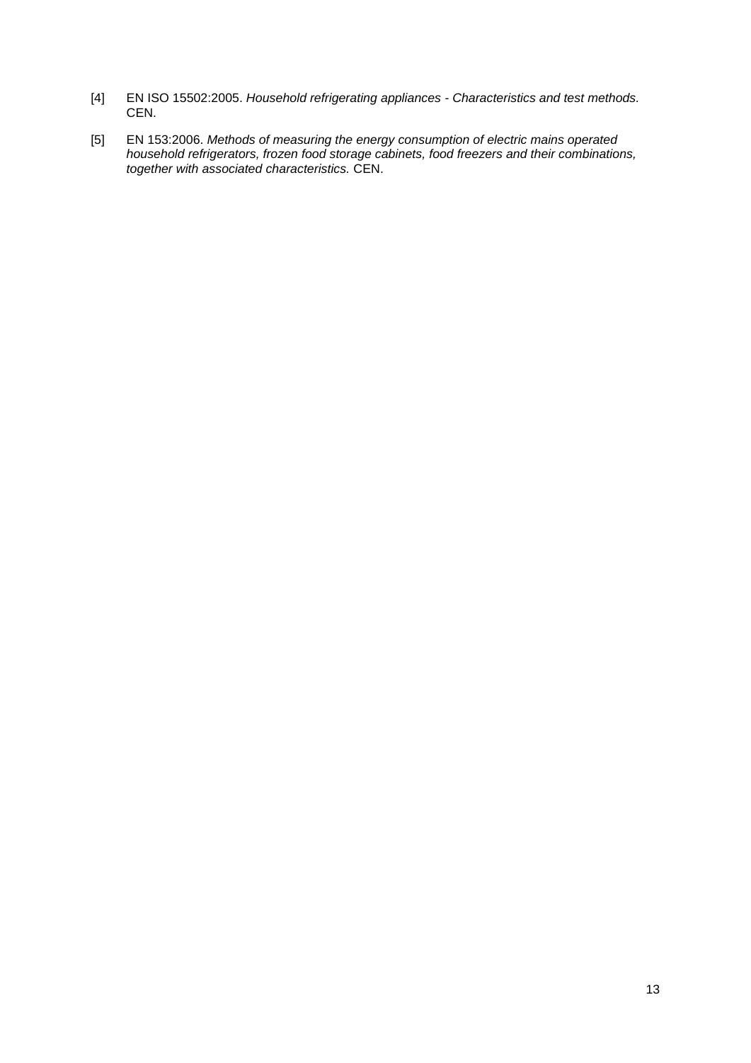[4] EN ISO 15502:2005. *Household refrigerating appliances - Characteristics and test methods.* CEN.

[5] EN 153:2006. *Methods of measuring the energy consumption of electric mains operated household refrigerators, frozen food storage cabinets, food freezers and their combinations, together with associated characteristics.* CEN.